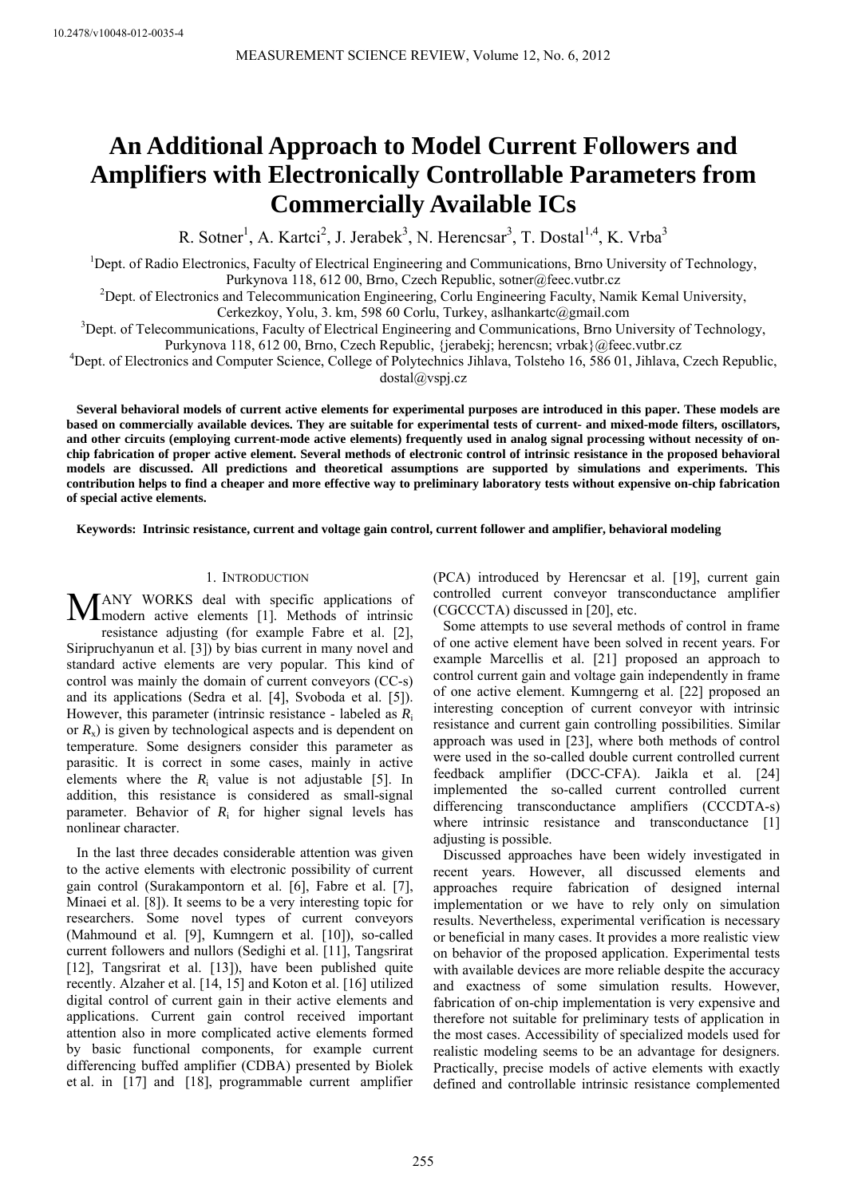10.2478/v10048-012-0035-4

# An Additional Approach to Model Current Followers and Amplifiers with Electronically Controllable Parameters from Commercially Available ICs

R. Sotner[1], A. Kartci[2], J. Jerabek[3], N. Herencsar[3], T. Dostal[1,4], K. Vrba[3]

[1]Dept. of Radio Electronics, Faculty of Electrical Engineering and Communications, Brno University of Technology, Purkynova 118, 612 00, Brno, Czech Republic, sotner@feec.vutbr.cz

[2]Dept. of Electronics and Telecommunication Engineering, Corlu Engineering Faculty, Namik Kemal University, Cerkezkoy, Yolu, 3. km, 598 60 Corlu, Turkey, aslhankartc@gmail.com

[3]Dept. of Telecommunications, Faculty of Electrical Engineering and Communications, Brno University of Technology, Purkynova 118, 612 00, Brno, Czech Republic, {jerabekj; herencsn; vrbak}@feec.vutbr.cz

[4]Dept. of Electronics and Computer Science, College of Polytechnics Jihlava, Tolsteho 16, 586 01, Jihlava, Czech Republic, dostal@vspj.cz

**Several behavioral models of current active elements for experimental purposes are introduced in this paper. These models are based on commercially available devices. They are suitable for experimental tests of current- and mixed-mode filters, oscillators, and other circuits (employing current-mode active elements) frequently used in analog signal processing without necessity of on-chip fabrication of proper active element. Several methods of electronic control of intrinsic resistance in the proposed behavioral models are discussed. All predictions and theoretical assumptions are supported by simulations and experiments. This contribution helps to find a cheaper and more effective way to preliminary laboratory tests without expensive on-chip fabrication of special active elements.**

**Keywords: Intrinsic resistance, current and voltage gain control, current follower and amplifier, behavioral modeling**

## 1. Introduction

Many works deal with specific applications of modern active elements [1]. Methods of intrinsic resistance adjusting (for example Fabre et al. [2], Siripruchyanun et al. [3]) by bias current in many novel and standard active elements are very popular. This kind of control was mainly the domain of current conveyors (CC-s) and its applications (Sedra et al. [4], Svoboda et al. [5]). However, this parameter (intrinsic resistance - labeled as $R_i$ or $R_x$) is given by technological aspects and is dependent on temperature. Some designers consider this parameter as parasitic. It is correct in some cases, mainly in active elements where the $R_i$ value is not adjustable [5]. In addition, this resistance is considered as small-signal parameter. Behavior of $R_i$ for higher signal levels has nonlinear character.

In the last three decades considerable attention was given to the active elements with electronic possibility of current gain control (Surakampontorn et al. [6], Fabre et al. [7], Minaei et al. [8]). It seems to be a very interesting topic for researchers. Some novel types of current conveyors (Mahmound et al. [9], Kumngern et al. [10]), so-called current followers and nullors (Sedighi et al. [11], Tangsrirat [12], Tangsrirat et al. [13]), have been published quite recently. Alzaher et al. [14, 15] and Koton et al. [16] utilized digital control of current gain in their active elements and applications. Current gain control received important attention also in more complicated active elements formed by basic functional components, for example current differencing buffed amplifier (CDBA) presented by Biolek et al. in [17] and [18], programmable current amplifier (PCA) introduced by Herencsar et al. [19], current gain controlled current conveyor transconductance amplifier (CGCCCTA) discussed in [20], etc.

Some attempts to use several methods of control in frame of one active element have been solved in recent years. For example Marcellis et al. [21] proposed an approach to control current gain and voltage gain independently in frame of one active element. Kumngerng et al. [22] proposed an interesting conception of current conveyor with intrinsic resistance and current gain controlling possibilities. Similar approach was used in [23], where both methods of control were used in the so-called double current controlled current feedback amplifier (DCC-CFA). Jaikla et al. [24] implemented the so-called current controlled current differencing transconductance amplifiers (CCCDTA-s) where intrinsic resistance and transconductance [1] adjusting is possible.

Discussed approaches have been widely investigated in recent years. However, all discussed elements and approaches require fabrication of designed internal implementation or we have to rely only on simulation results. Nevertheless, experimental verification is necessary or beneficial in many cases. It provides a more realistic view on behavior of the proposed application. Experimental tests with available devices are more reliable despite the accuracy and exactness of some simulation results. However, fabrication of on-chip implementation is very expensive and therefore not suitable for preliminary tests of application in the most cases. Accessibility of specialized models used for realistic modeling seems to be an advantage for designers. Practically, precise models of active elements with exactly defined and controllable intrinsic resistance complemented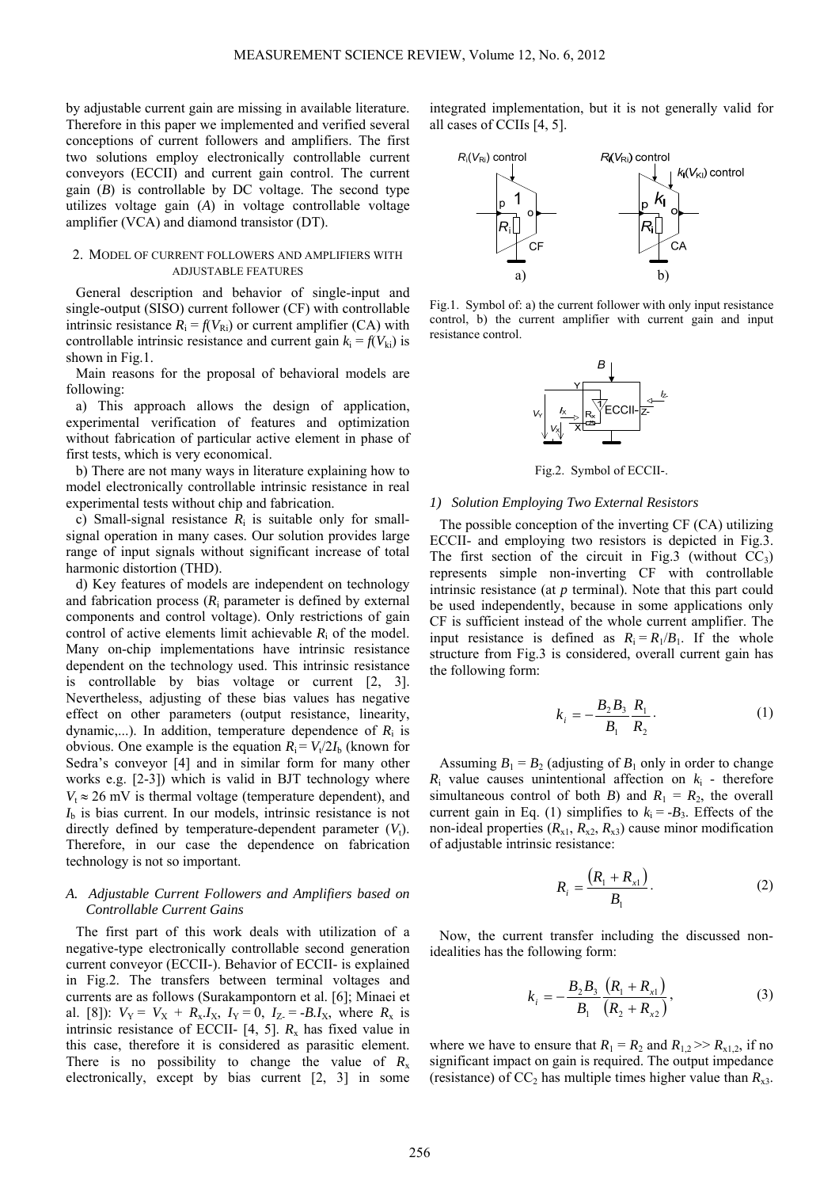by adjustable current gain are missing in available literature. Therefore in this paper we implemented and verified several conceptions of current followers and amplifiers. The first two solutions employ electronically controllable current conveyors (ECCII) and current gain control. The current gain ($B$) is controllable by DC voltage. The second type utilizes voltage gain ($A$) in voltage controllable voltage amplifier (VCA) and diamond transistor (DT).

## 2. Model of current followers and amplifiers with adjustable features

General description and behavior of single-input and single-output (SISO) current follower (CF) with controllable intrinsic resistance $R_i = f(V_{Ri})$ or current amplifier (CA) with controllable intrinsic resistance and current gain $k_i = f(V_{ki})$ is shown in Fig.1.

Main reasons for the proposal of behavioral models are following:

a) This approach allows the design of application, experimental verification of features and optimization without fabrication of particular active element in phase of first tests, which is very economical.

b) There are not many ways in literature explaining how to model electronically controllable intrinsic resistance in real experimental tests without chip and fabrication.

c) Small-signal resistance $R_i$ is suitable only for small-signal operation in many cases. Our solution provides large range of input signals without significant increase of total harmonic distortion (THD).

d) Key features of models are independent on technology and fabrication process ($R_i$ parameter is defined by external components and control voltage). Only restrictions of gain control of active elements limit achievable $R_i$ of the model. Many on-chip implementations have intrinsic resistance dependent on the technology used. This intrinsic resistance is controllable by bias voltage or current [2, 3]. Nevertheless, adjusting of these bias values has negative effect on other parameters (output resistance, linearity, dynamic,...). In addition, temperature dependence of $R_i$ is obvious. One example is the equation $R_i = V_t/2I_b$ (known for Sedra's conveyor [4] and in similar form for many other works e.g. [2-3]) which is valid in BJT technology where $V_t \approx 26$ mV is thermal voltage (temperature dependent), and $I_b$ is bias current. In our models, intrinsic resistance is not directly defined by temperature-dependent parameter ($V_t$). Therefore, in our case the dependence on fabrication technology is not so important.

### A. Adjustable Current Followers and Amplifiers based on Controllable Current Gains

The first part of this work deals with utilization of a negative-type electronically controllable second generation current conveyor (ECCII-). Behavior of ECCII- is explained in Fig.2. The transfers between terminal voltages and currents are as follows (Surakampontorn et al. [6]; Minaei et al. [8]): $V_Y = V_X + R_x.I_X$, $I_Y = 0$, $I_{Z-} = -B.I_X$, where $R_x$ is intrinsic resistance of ECCII- [4, 5]. $R_x$ has fixed value in this case, therefore it is considered as parasitic element. There is no possibility to change the value of $R_x$ electronically, except by bias current [2, 3] in some integrated implementation, but it is not generally valid for all cases of CCIIs [4, 5].

Fig.1. Symbol of: a) the current follower with only input resistance control, b) the current amplifier with current gain and input resistance control.

Fig.2. Symbol of ECCII-.

#### 1) Solution Employing Two External Resistors

The possible conception of the inverting CF (CA) utilizing ECCII- and employing two resistors is depicted in Fig.3. The first section of the circuit in Fig.3 (without $CC_3$) represents simple non-inverting CF with controllable intrinsic resistance (at *p* terminal). Note that this part could be used independently, because in some applications only CF is sufficient instead of the whole current amplifier. The input resistance is defined as $R_i = R_1/B_1$. If the whole structure from Fig.3 is considered, overall current gain has the following form:

$$k_i = -\frac{B_2 B_3}{B_1}\frac{R_1}{R_2}. \tag{1}$$

Assuming $B_1 = B_2$ (adjusting of $B_1$ only in order to change $R_i$ value causes unintentional affection on $k_i$ - therefore simultaneous control of both $B$) and $R_1 = R_2$, the overall current gain in Eq. (1) simplifies to $k_i = -B_3$. Effects of the non-ideal properties ($R_{x1}$, $R_{x2}$, $R_{x3}$) cause minor modification of adjustable intrinsic resistance:

$$R_i = \frac{(R_1 + R_{x1})}{B_1}. \tag{2}$$

Now, the current transfer including the discussed non-idealities has the following form:

$$k_i = -\frac{B_2 B_3}{B_1}\frac{(R_1 + R_{x1})}{(R_2 + R_{x2})}, \tag{3}$$

where we have to ensure that $R_1 = R_2$ and $R_{1,2} >> R_{x1,2}$, if no significant impact on gain is required. The output impedance (resistance) of $CC_2$ has multiple times higher value than $R_{x3}$.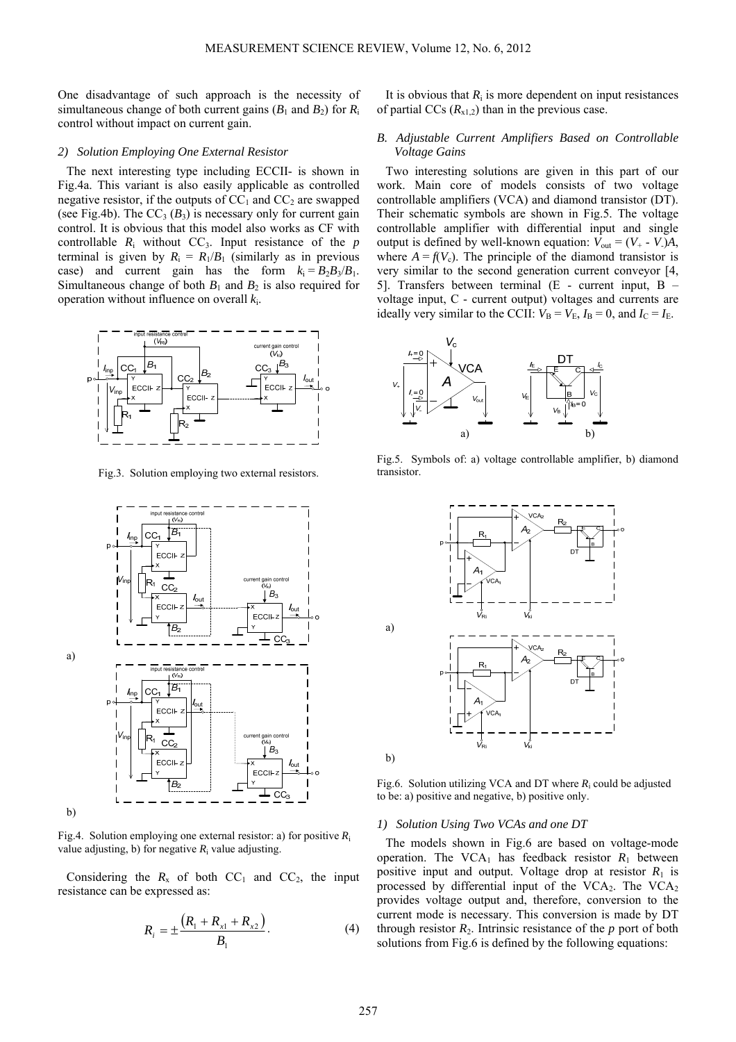One disadvantage of such approach is the necessity of simultaneous change of both current gains ($B_1$ and $B_2$) for $R_i$ control without impact on current gain.

### 2) Solution Employing One External Resistor

The next interesting type including ECCII- is shown in Fig.4a. This variant is also easily applicable as controlled negative resistor, if the outputs of $CC_1$ and $CC_2$ are swapped (see Fig.4b). The $CC_3$ ($B_3$) is necessary only for current gain control. It is obvious that this model also works as CF with controllable $R_i$ without $CC_3$. Input resistance of the *p* terminal is given by $R_i = R_1/B_1$ (similarly as in previous case) and current gain has the form $k_i = B_2B_3/B_1$. Simultaneous change of both $B_1$ and $B_2$ is also required for operation without influence on overall $k_i$.

Fig.3. Solution employing two external resistors.

a)

b)

Fig.4. Solution employing one external resistor: a) for positive $R_i$ value adjusting, b) for negative $R_i$ value adjusting.

Considering the $R_x$ of both $CC_1$ and $CC_2$, the input resistance can be expressed as:

$$R_i = \pm \frac{(R_1 + R_{x1} + R_{x2})}{B_1}. \tag{4}$$

It is obvious that $R_i$ is more dependent on input resistances of partial CCs ($R_{x1,2}$) than in the previous case.

### B. Adjustable Current Amplifiers Based on Controllable Voltage Gains

Two interesting solutions are given in this part of our work. Main core of models consists of two voltage controllable amplifiers (VCA) and diamond transistor (DT). Their schematic symbols are shown in Fig.5. The voltage controllable amplifier with differential input and single output is defined by well-known equation: $V_{out} = (V_+ - V_-)A$, where $A = f(V_c)$. The principle of the diamond transistor is very similar to the second generation current conveyor [4, 5]. Transfers between terminal (E - current input, B – voltage input, C - current output) voltages and currents are ideally very similar to the CCII: $V_B = V_E$, $I_B = 0$, and $I_C = I_E$.

Fig.5. Symbols of: a) voltage controllable amplifier, b) diamond transistor.

a)

b)

Fig.6. Solution utilizing VCA and DT where $R_i$ could be adjusted to be: a) positive and negative, b) positive only.

### 1) Solution Using Two VCAs and one DT

The models shown in Fig.6 are based on voltage-mode operation. The $VCA_1$ has feedback resistor $R_1$ between positive input and output. Voltage drop at resistor $R_1$ is processed by differential input of the $VCA_2$. The $VCA_2$ provides voltage output and, therefore, conversion to the current mode is necessary. This conversion is made by DT through resistor $R_2$. Intrinsic resistance of the *p* port of both solutions from Fig.6 is defined by the following equations: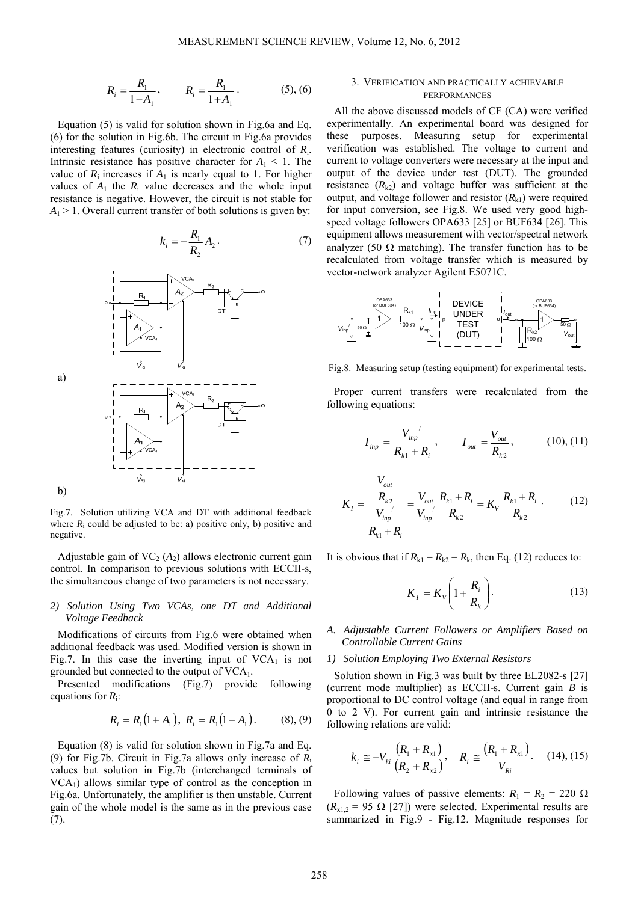$$R_i = \frac{R_1}{1 - A_1}, \qquad R_i = \frac{R_1}{1 + A_1}. \qquad (5), (6)$$

Equation (5) is valid for solution shown in Fig.6a and Eq. (6) for the solution in Fig.6b. The circuit in Fig.6a provides interesting features (curiosity) in electronic control of $R_i$. Intrinsic resistance has positive character for $A_1 < 1$. The value of $R_i$ increases if $A_1$ is nearly equal to 1. For higher values of $A_1$ the $R_i$ value decreases and the whole input resistance is negative. However, the circuit is not stable for $A_1 > 1$. Overall current transfer of both solutions is given by:

$$k_i = -\frac{R_1}{R_2} A_2. \qquad (7)$$

Fig.7. Solution utilizing VCA and DT with additional feedback where $R_i$ could be adjusted to be: a) positive only, b) positive and negative.

Adjustable gain of $VC_2$ ($A_2$) allows electronic current gain control. In comparison to previous solutions with ECCII-s, the simultaneous change of two parameters is not necessary.

### 2) Solution Using Two VCAs, one DT and Additional Voltage Feedback

Modifications of circuits from Fig.6 were obtained when additional feedback was used. Modified version is shown in Fig.7. In this case the inverting input of $VCA_1$ is not grounded but connected to the output of $VCA_1$.

Presented modifications (Fig.7) provide following equations for $R_i$:

$$R_i = R_1(1 + A_1), \; R_i = R_1(1 - A_1). \qquad (8), (9)$$

Equation (8) is valid for solution shown in Fig.7a and Eq. (9) for Fig.7b. Circuit in Fig.7a allows only increase of $R_i$ values but solution in Fig.7b (interchanged terminals of $VCA_1$) allows similar type of control as the conception in Fig.6a. Unfortunately, the amplifier is then unstable. Current gain of the whole model is the same as in the previous case (7).

## 3. VERIFICATION AND PRACTICALLY ACHIEVABLE PERFORMANCES

All the above discussed models of CF (CA) were verified experimentally. An experimental board was designed for these purposes. Measuring setup for experimental verification was established. The voltage to current and current to voltage converters were necessary at the input and output of the device under test (DUT). The grounded resistance ($R_{k2}$) and voltage buffer was sufficient at the output, and voltage follower and resistor ($R_{k1}$) were required for input conversion, see Fig.8. We used very good high-speed voltage followers OPA633 [25] or BUF634 [26]. This equipment allows measurement with vector/spectral network analyzer (50 Ω matching). The transfer function has to be recalculated from voltage transfer which is measured by vector-network analyzer Agilent E5071C.

Fig.8. Measuring setup (testing equipment) for experimental tests.

Proper current transfers were recalculated from the following equations:

$$I_{inp} = \frac{V_{inp}^{/}}{R_{k1} + R_i}, \qquad I_{out} = \frac{V_{out}}{R_{k2}}, \qquad (10), (11)$$

$$K_I = \frac{\dfrac{V_{out}}{R_{k2}}}{\dfrac{V_{inp}^{/}}{R_{k1} + R_i}} = \frac{V_{out}}{V_{inp}^{/}} \frac{R_{k1} + R_i}{R_{k2}} = K_V \frac{R_{k1} + R_i}{R_{k2}}. \qquad (12)$$

It is obvious that if $R_{k1} = R_{k2} = R_k$, then Eq. (12) reduces to:

$$K_I = K_V \left(1 + \frac{R_i}{R_k}\right). \qquad (13)$$

### A. Adjustable Current Followers or Amplifiers Based on Controllable Current Gains

#### 1) Solution Employing Two External Resistors

Solution shown in Fig.3 was built by three EL2082-s [27] (current mode multiplier) as ECCII-s. Current gain $B$ is proportional to DC control voltage (and equal in range from 0 to 2 V). For current gain and intrinsic resistance the following relations are valid:

$$k_i \cong -V_{ki} \frac{(R_1 + R_{x1})}{(R_2 + R_{x2})}, \quad R_i \cong \frac{(R_1 + R_{x1})}{V_{Ri}}. \quad (14), (15)$$

Following values of passive elements: $R_1 = R_2 = 220$ Ω ($R_{x1,2} = 95$ Ω [27]) were selected. Experimental results are summarized in Fig.9 - Fig.12. Magnitude responses for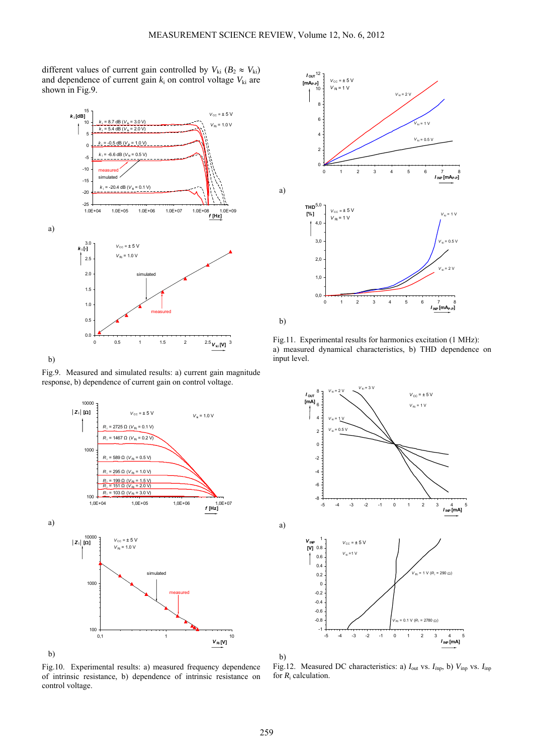different values of current gain controlled by $V_{ki}$ ($B_2 \approx V_{ki}$) and dependence of current gain $k_i$ on control voltage $V_{ki}$ are shown in Fig.9.

a)

b)

Fig.9. Measured and simulated results: a) current gain magnitude response, b) dependence of current gain on control voltage.

a)

b)

Fig.10. Experimental results: a) measured frequency dependence of intrinsic resistance, b) dependence of intrinsic resistance on control voltage.

a)

b)

Fig.11. Experimental results for harmonics excitation (1 MHz): a) measured dynamical characteristics, b) THD dependence on input level.

a)

b)

Fig.12. Measured DC characteristics: a) $I_{out}$ vs. $I_{inp}$, b) $V_{inp}$ vs. $I_{inp}$ for $R_i$ calculation.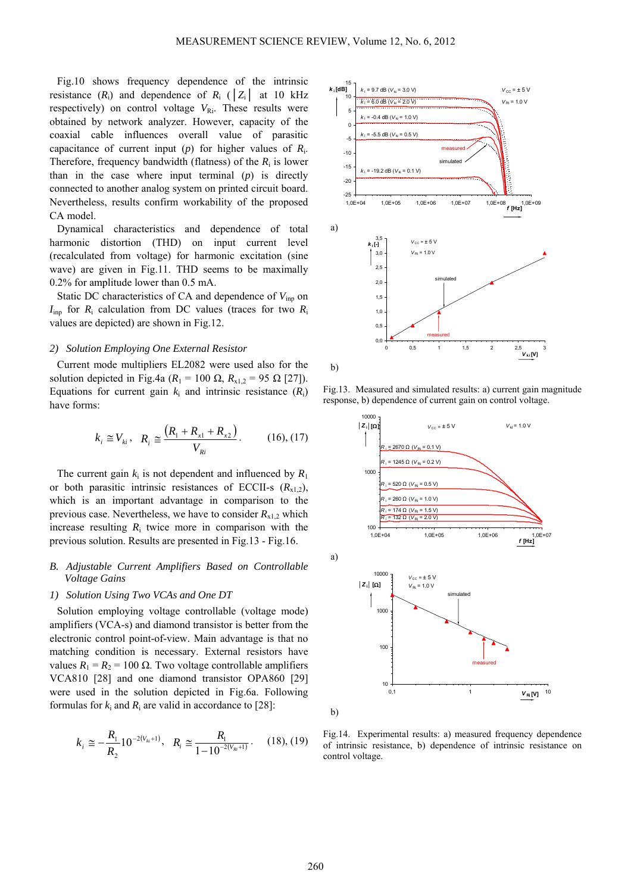Fig.10 shows frequency dependence of the intrinsic resistance ($R_i$) and dependence of $R_i$ ($|Z_i|$ at 10 kHz respectively) on control voltage $V_{Ri}$. These results were obtained by network analyzer. However, capacity of the coaxial cable influences overall value of parasitic capacitance of current input (*p*) for higher values of $R_i$. Therefore, frequency bandwidth (flatness) of the $R_i$ is lower than in the case where input terminal (*p*) is directly connected to another analog system on printed circuit board. Nevertheless, results confirm workability of the proposed CA model.

Dynamical characteristics and dependence of total harmonic distortion (THD) on input current level (recalculated from voltage) for harmonic excitation (sine wave) are given in Fig.11. THD seems to be maximally 0.2% for amplitude lower than 0.5 mA.

Static DC characteristics of CA and dependence of $V_{inp}$ on $I_{inp}$ for $R_i$ calculation from DC values (traces for two $R_i$ values are depicted) are shown in Fig.12.

*2) Solution Employing One External Resistor*

Current mode multipliers EL2082 were used also for the solution depicted in Fig.4a ($R_1$ = 100 Ω, $R_{x1,2}$ = 95 Ω [27]). Equations for current gain $k_i$ and intrinsic resistance ($R_i$) have forms:

$$k_i \cong V_{ki}, \quad R_i \cong \frac{(R_1 + R_{x1} + R_{x2})}{V_{Ri}}. \qquad (16), (17)$$

The current gain $k_i$ is not dependent and influenced by $R_1$ or both parasitic intrinsic resistances of ECCII-s ($R_{x1,2}$), which is an important advantage in comparison to the previous case. Nevertheless, we have to consider $R_{x1,2}$ which increase resulting $R_i$ twice more in comparison with the previous solution. Results are presented in Fig.13 - Fig.16.

## B. Adjustable Current Amplifiers Based on Controllable Voltage Gains

*1) Solution Using Two VCAs and One DT*

Solution employing voltage controllable (voltage mode) amplifiers (VCA-s) and diamond transistor is better from the electronic control point-of-view. Main advantage is that no matching condition is necessary. External resistors have values $R_1 = R_2$ = 100 Ω. Two voltage controllable amplifiers VCA810 [28] and one diamond transistor OPA860 [29] were used in the solution depicted in Fig.6a. Following formulas for $k_i$ and $R_i$ are valid in accordance to [28]:

$$k_i \cong -\frac{R_1}{R_2} 10^{-2(V_{ki}+1)}, \quad R_i \cong \frac{R_1}{1-10^{-2(V_{Ri}+1)}}. \qquad (18), (19)$$

Fig.13. Measured and simulated results: a) current gain magnitude response, b) dependence of current gain on control voltage.

Fig.14. Experimental results: a) measured frequency dependence of intrinsic resistance, b) dependence of intrinsic resistance on control voltage.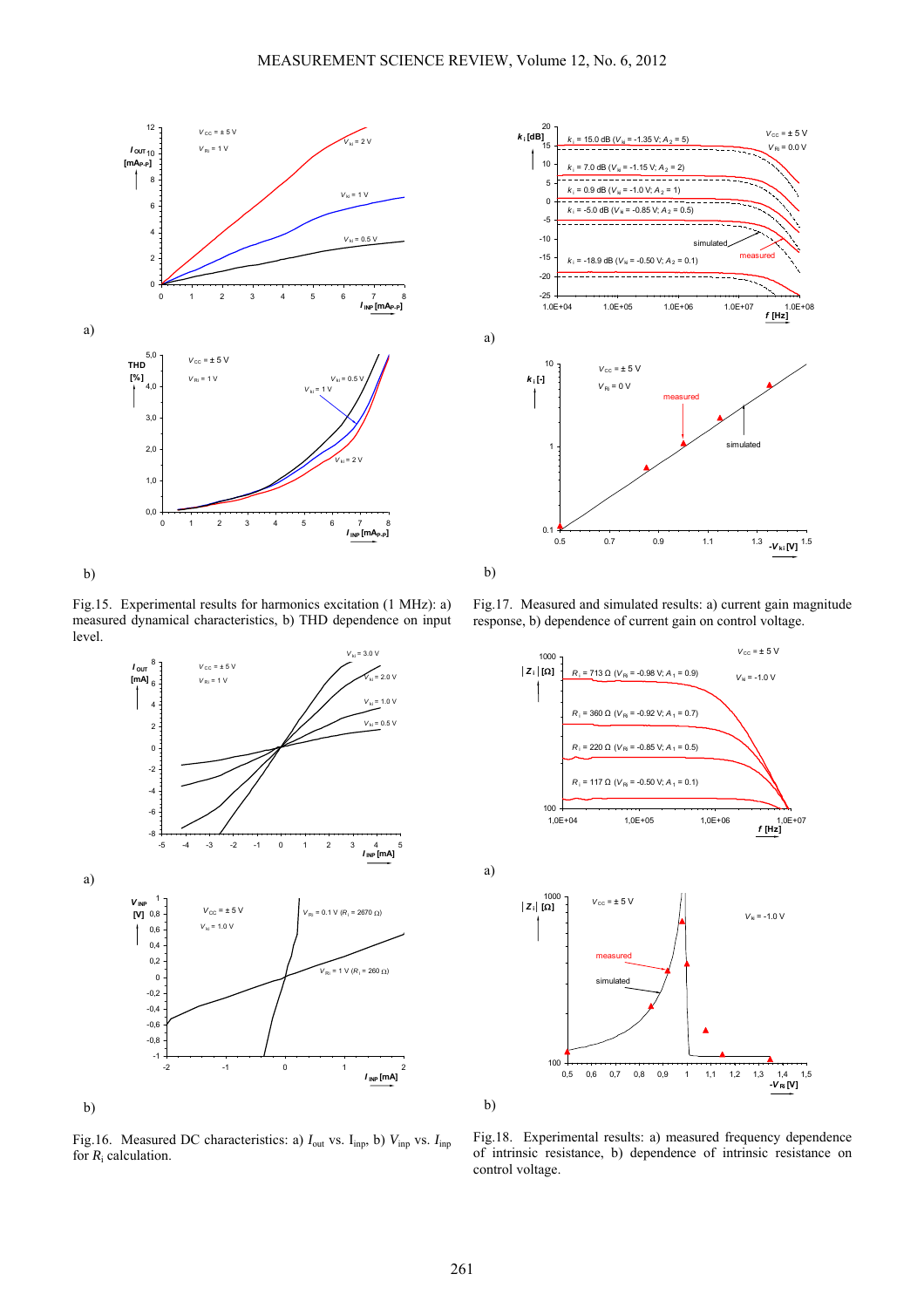Fig.15. Experimental results for harmonics excitation (1 MHz): a) measured dynamical characteristics, b) THD dependence on input level.

Fig.16. Measured DC characteristics: a) $I_{out}$ vs. $I_{inp}$, b) $V_{inp}$ vs. $I_{inp}$ for $R_i$ calculation.

Fig.17. Measured and simulated results: a) current gain magnitude response, b) dependence of current gain on control voltage.

Fig.18. Experimental results: a) measured frequency dependence of intrinsic resistance, b) dependence of intrinsic resistance on control voltage.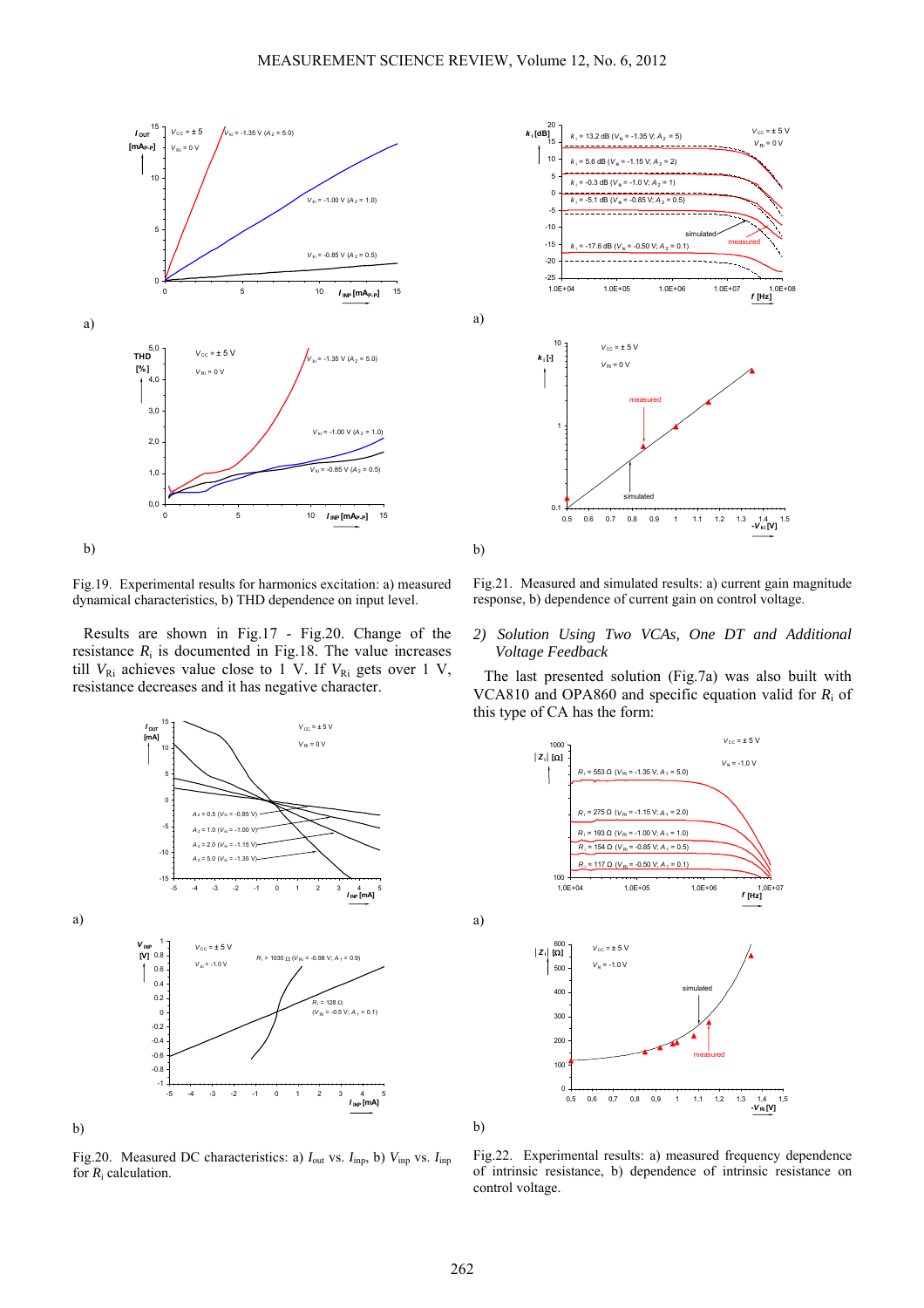Fig.19. Experimental results for harmonics excitation: a) measured dynamical characteristics, b) THD dependence on input level.

Results are shown in Fig.17 - Fig.20. Change of the resistance $R_i$ is documented in Fig.18. The value increases till $V_{Ri}$ achieves value close to 1 V. If $V_{Ri}$ gets over 1 V, resistance decreases and it has negative character.

Fig.20. Measured DC characteristics: a) $I_{out}$ vs. $I_{inp}$, b) $V_{inp}$ vs. $I_{inp}$ for $R_i$ calculation.

Fig.21. Measured and simulated results: a) current gain magnitude response, b) dependence of current gain on control voltage.

### *2) Solution Using Two VCAs, One DT and Additional Voltage Feedback*

The last presented solution (Fig.7a) was also built with VCA810 and OPA860 and specific equation valid for $R_i$ of this type of CA has the form:

Fig.22. Experimental results: a) measured frequency dependence of intrinsic resistance, b) dependence of intrinsic resistance on control voltage.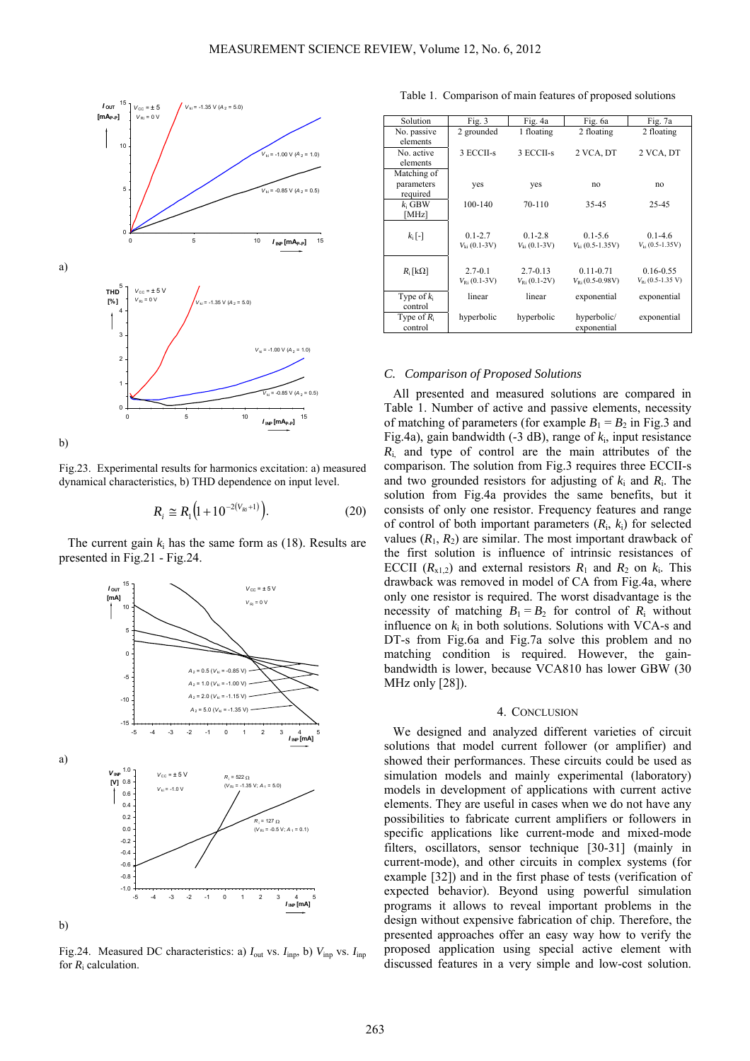a)

b)

Fig.23. Experimental results for harmonics excitation: a) measured dynamical characteristics, b) THD dependence on input level.

$$R_i \cong R_1\left(1+10^{-2(V_{Ri}+1)}\right). \tag{20}$$

The current gain $k_i$ has the same form as (18). Results are presented in Fig.21 - Fig.24.

a)

b)

Fig.24. Measured DC characteristics: a) $I_{out}$ vs. $I_{inp}$, b) $V_{inp}$ vs. $I_{inp}$ for $R_i$ calculation.

Table 1. Comparison of main features of proposed solutions

| Solution | Fig. 3 | Fig. 4a | Fig. 6a | Fig. 7a |
|---|---|---|---|---|
| No. passive elements | 2 grounded | 1 floating | 2 floating | 2 floating |
| No. active elements | 3 ECCII-s | 3 ECCII-s | 2 VCA, DT | 2 VCA, DT |
| Matching of parameters required | yes | yes | no | no |
| $k_i$ GBW [MHz] | 100-140 | 70-110 | 35-45 | 25-45 |
| $k_i$ [-] | 0.1-2.7 $V_{ki}$ (0.1-3V) | 0.1-2.8 $V_{ki}$ (0.1-3V) | 0.1-5.6 $V_{ki}$ (0.5-1.35V) | 0.1-4.6 $V_{ki}$ (0.5-1.35V) |
| $R_i$ [kΩ] | 2.7-0.1 $V_{Ri}$ (0.1-3V) | 2.7-0.13 $V_{Ri}$ (0.1-2V) | 0.11-0.71 $V_{Ri}$ (0.5-0.98V) | 0.16-0.55 $V_{Ri}$ (0.5-1.35 V) |
| Type of $k_i$ control | linear | linear | exponential | exponential |
| Type of $R_i$ control | hyperbolic | hyperbolic | hyperbolic/ exponential | exponential |

### C. Comparison of Proposed Solutions

All presented and measured solutions are compared in Table 1. Number of active and passive elements, necessity of matching of parameters (for example $B_1 = B_2$ in Fig.3 and Fig.4a), gain bandwidth (-3 dB), range of $k_i$, input resistance $R_i$, and type of control are the main attributes of the comparison. The solution from Fig.3 requires three ECCII-s and two grounded resistors for adjusting of $k_i$ and $R_i$. The solution from Fig.4a provides the same benefits, but it consists of only one resistor. Frequency features and range of control of both important parameters ($R_i$, $k_i$) for selected values ($R_1$, $R_2$) are similar. The most important drawback of the first solution is influence of intrinsic resistances of ECCII ($R_{x1,2}$) and external resistors $R_1$ and $R_2$ on $k_i$. This drawback was removed in model of CA from Fig.4a, where only one resistor is required. The worst disadvantage is the necessity of matching $B_1 = B_2$ for control of $R_i$ without influence on $k_i$ in both solutions. Solutions with VCA-s and DT-s from Fig.6a and Fig.7a solve this problem and no matching condition is required. However, the gain-bandwidth is lower, because VCA810 has lower GBW (30 MHz only [28]).

## 4. Conclusion

We designed and analyzed different varieties of circuit solutions that model current follower (or amplifier) and showed their performances. These circuits could be used as simulation models and mainly experimental (laboratory) models in development of applications with current active elements. They are useful in cases when we do not have any possibilities to fabricate current amplifiers or followers in specific applications like current-mode and mixed-mode filters, oscillators, sensor technique [30-31] (mainly in current-mode), and other circuits in complex systems (for example [32]) and in the first phase of tests (verification of expected behavior). Beyond using powerful simulation programs it allows to reveal important problems in the design without expensive fabrication of chip. Therefore, the presented approaches offer an easy way how to verify the proposed application using special active element with discussed features in a very simple and low-cost solution.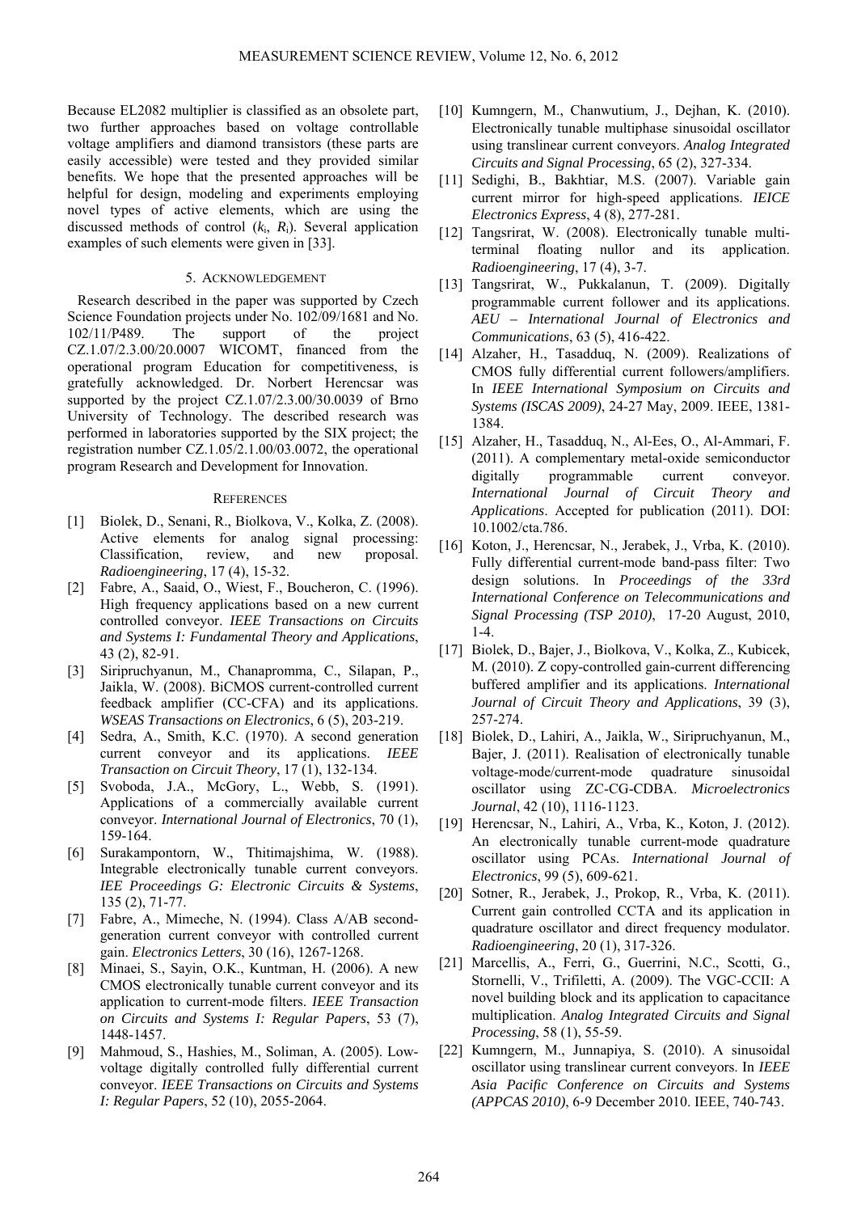Because EL2082 multiplier is classified as an obsolete part, two further approaches based on voltage controllable voltage amplifiers and diamond transistors (these parts are easily accessible) were tested and they provided similar benefits. We hope that the presented approaches will be helpful for design, modeling and experiments employing novel types of active elements, which are using the discussed methods of control ($k_i$, $R_i$). Several application examples of such elements were given in [33].

## 5. ACKNOWLEDGEMENT

Research described in the paper was supported by Czech Science Foundation projects under No. 102/09/1681 and No. 102/11/P489. The support of the project CZ.1.07/2.3.00/20.0007 WICOMT, financed from the operational program Education for competitiveness, is gratefully acknowledged. Dr. Norbert Herencsar was supported by the project CZ.1.07/2.3.00/30.0039 of Brno University of Technology. The described research was performed in laboratories supported by the SIX project; the registration number CZ.1.05/2.1.00/03.0072, the operational program Research and Development for Innovation.

## REFERENCES

[1] Biolek, D., Senani, R., Biolkova, V., Kolka, Z. (2008). Active elements for analog signal processing: Classification, review, and new proposal. *Radioengineering*, 17 (4), 15-32.

[2] Fabre, A., Saaid, O., Wiest, F., Boucheron, C. (1996). High frequency applications based on a new current controlled conveyor. *IEEE Transactions on Circuits and Systems I: Fundamental Theory and Applications*, 43 (2), 82-91.

[3] Siripruchyanun, M., Chanapromma, C., Silapan, P., Jaikla, W. (2008). BiCMOS current-controlled current feedback amplifier (CC-CFA) and its applications. *WSEAS Transactions on Electronics*, 6 (5), 203-219.

[4] Sedra, A., Smith, K.C. (1970). A second generation current conveyor and its applications. *IEEE Transaction on Circuit Theory*, 17 (1), 132-134.

[5] Svoboda, J.A., McGory, L., Webb, S. (1991). Applications of a commercially available current conveyor. *International Journal of Electronics*, 70 (1), 159-164.

[6] Surakampontorn, W., Thitimajshima, W. (1988). Integrable electronically tunable current conveyors. *IEE Proceedings G: Electronic Circuits & Systems*, 135 (2), 71-77.

[7] Fabre, A., Mimeche, N. (1994). Class A/AB second-generation current conveyor with controlled current gain. *Electronics Letters*, 30 (16), 1267-1268.

[8] Minaei, S., Sayin, O.K., Kuntman, H. (2006). A new CMOS electronically tunable current conveyor and its application to current-mode filters. *IEEE Transaction on Circuits and Systems I: Regular Papers*, 53 (7), 1448-1457.

[9] Mahmoud, S., Hashies, M., Soliman, A. (2005). Low-voltage digitally controlled fully differential current conveyor. *IEEE Transactions on Circuits and Systems I: Regular Papers*, 52 (10), 2055-2064.

[10] Kumngern, M., Chanwutium, J., Dejhan, K. (2010). Electronically tunable multiphase sinusoidal oscillator using translinear current conveyors. *Analog Integrated Circuits and Signal Processing*, 65 (2), 327-334.

[11] Sedighi, B., Bakhtiar, M.S. (2007). Variable gain current mirror for high-speed applications. *IEICE Electronics Express*, 4 (8), 277-281.

[12] Tangsrirat, W. (2008). Electronically tunable multi-terminal floating nullor and its application. *Radioengineering*, 17 (4), 3-7.

[13] Tangsrirat, W., Pukkalanun, T. (2009). Digitally programmable current follower and its applications. *AEU – International Journal of Electronics and Communications*, 63 (5), 416-422.

[14] Alzaher, H., Tasadduq, N. (2009). Realizations of CMOS fully differential current followers/amplifiers. In *IEEE International Symposium on Circuits and Systems (ISCAS 2009)*, 24-27 May, 2009. IEEE, 1381-1384.

[15] Alzaher, H., Tasadduq, N., Al-Ees, O., Al-Ammari, F. (2011). A complementary metal-oxide semiconductor digitally programmable current conveyor. *International Journal of Circuit Theory and Applications*. Accepted for publication (2011). DOI: 10.1002/cta.786.

[16] Koton, J., Herencsar, N., Jerabek, J., Vrba, K. (2010). Fully differential current-mode band-pass filter: Two design solutions. In *Proceedings of the 33rd International Conference on Telecommunications and Signal Processing (TSP 2010)*, 17-20 August, 2010, 1-4.

[17] Biolek, D., Bajer, J., Biolkova, V., Kolka, Z., Kubicek, M. (2010). Z copy-controlled gain-current differencing buffered amplifier and its applications. *International Journal of Circuit Theory and Applications*, 39 (3), 257-274.

[18] Biolek, D., Lahiri, A., Jaikla, W., Siripruchyanun, M., Bajer, J. (2011). Realisation of electronically tunable voltage-mode/current-mode quadrature sinusoidal oscillator using ZC-CG-CDBA. *Microelectronics Journal*, 42 (10), 1116-1123.

[19] Herencsar, N., Lahiri, A., Vrba, K., Koton, J. (2012). An electronically tunable current-mode quadrature oscillator using PCAs. *International Journal of Electronics*, 99 (5), 609-621.

[20] Sotner, R., Jerabek, J., Prokop, R., Vrba, K. (2011). Current gain controlled CCTA and its application in quadrature oscillator and direct frequency modulator. *Radioengineering*, 20 (1), 317-326.

[21] Marcellis, A., Ferri, G., Guerrini, N.C., Scotti, G., Stornelli, V., Trifiletti, A. (2009). The VGC-CCII: A novel building block and its application to capacitance multiplication. *Analog Integrated Circuits and Signal Processing*, 58 (1), 55-59.

[22] Kumngern, M., Junnapiya, S. (2010). A sinusoidal oscillator using translinear current conveyors. In *IEEE Asia Pacific Conference on Circuits and Systems (APPCAS 2010)*, 6-9 December 2010. IEEE, 740-743.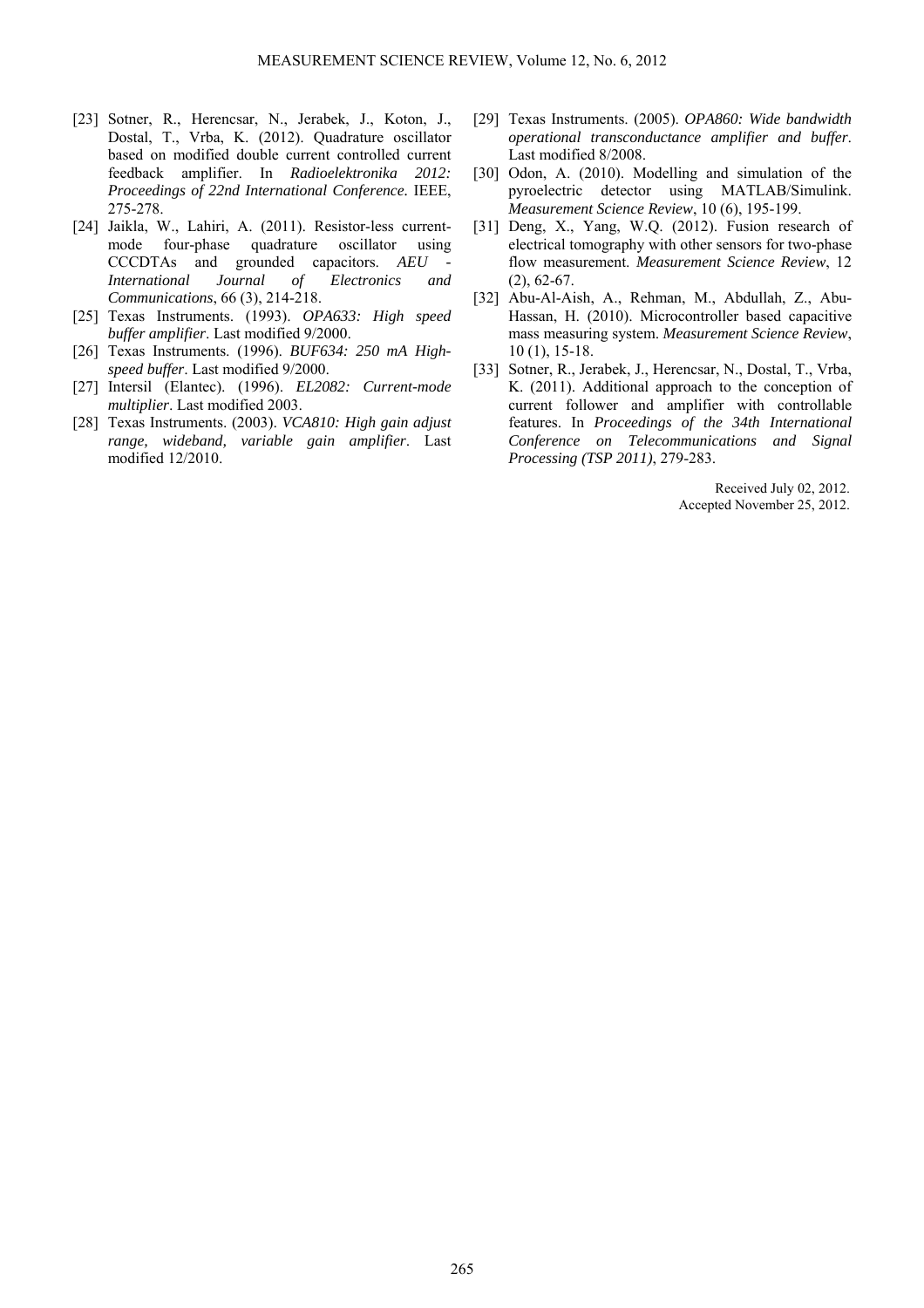[23] Sotner, R., Herencsar, N., Jerabek, J., Koton, J., Dostal, T., Vrba, K. (2012). Quadrature oscillator based on modified double current controlled current feedback amplifier. In *Radioelektronika 2012: Proceedings of 22nd International Conference*. IEEE, 275-278.

[24] Jaikla, W., Lahiri, A. (2011). Resistor-less current-mode four-phase quadrature oscillator using CCCDTAs and grounded capacitors. *AEU - International Journal of Electronics and Communications*, 66 (3), 214-218.

[25] Texas Instruments. (1993). *OPA633: High speed buffer amplifier*. Last modified 9/2000.

[26] Texas Instruments. (1996). *BUF634: 250 mA High-speed buffer*. Last modified 9/2000.

[27] Intersil (Elantec). (1996). *EL2082: Current-mode multiplier*. Last modified 2003.

[28] Texas Instruments. (2003). *VCA810: High gain adjust range, wideband, variable gain amplifier*. Last modified 12/2010.

[29] Texas Instruments. (2005). *OPA860: Wide bandwidth operational transconductance amplifier and buffer*. Last modified 8/2008.

[30] Odon, A. (2010). Modelling and simulation of the pyroelectric detector using MATLAB/Simulink. *Measurement Science Review*, 10 (6), 195-199.

[31] Deng, X., Yang, W.Q. (2012). Fusion research of electrical tomography with other sensors for two-phase flow measurement. *Measurement Science Review*, 12 (2), 62-67.

[32] Abu-Al-Aish, A., Rehman, M., Abdullah, Z., Abu-Hassan, H. (2010). Microcontroller based capacitive mass measuring system. *Measurement Science Review*, 10 (1), 15-18.

[33] Sotner, R., Jerabek, J., Herencsar, N., Dostal, T., Vrba, K. (2011). Additional approach to the conception of current follower and amplifier with controllable features. In *Proceedings of the 34th International Conference on Telecommunications and Signal Processing (TSP 2011)*, 279-283.

Received July 02, 2012.
Accepted November 25, 2012.